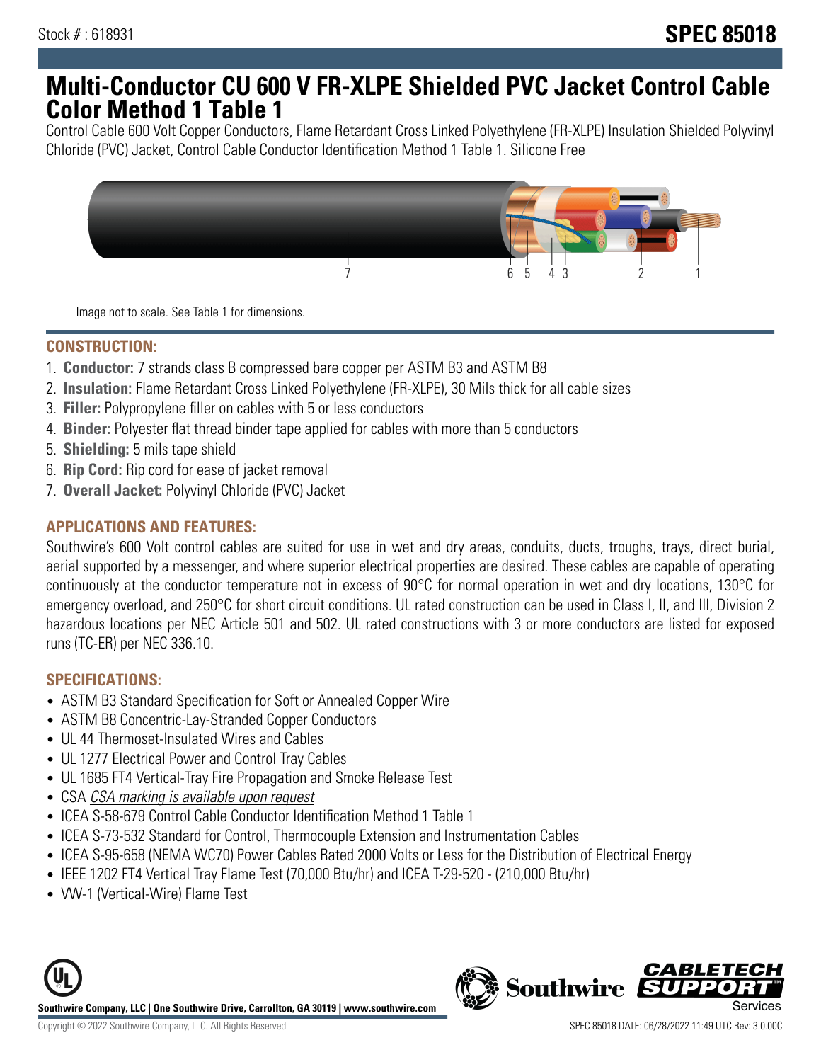Stock # : 618931

# SPEC 85018

# Multi-Conductor CU 600 V FR-XLPE Shielded PVC Jacket Control Cable Color Method 1 Table 1

Control Cable 600 Volt Copper Conductors, Flame Retardant Cross Linked Polyethylene (FR-XLPE) Insulation Shielded Polyvinyl Chloride (PVC) Jacket, Control Cable Conductor Identification Method 1 Table 1. Silicone Free

Image not to scale. See Table 1 for dimensions.

## CONSTRUCTION:

1. **Conductor:** 7 strands class B compressed bare copper per ASTM B3 and ASTM B8
2. **Insulation:** Flame Retardant Cross Linked Polyethylene (FR-XLPE), 30 Mils thick for all cable sizes
3. **Filler:** Polypropylene filler on cables with 5 or less conductors
4. **Binder:** Polyester flat thread binder tape applied for cables with more than 5 conductors
5. **Shielding:** 5 mils tape shield
6. **Rip Cord:** Rip cord for ease of jacket removal
7. **Overall Jacket:** Polyvinyl Chloride (PVC) Jacket

## APPLICATIONS AND FEATURES:

Southwire's 600 Volt control cables are suited for use in wet and dry areas, conduits, ducts, troughs, trays, direct burial, aerial supported by a messenger, and where superior electrical properties are desired. These cables are capable of operating continuously at the conductor temperature not in excess of 90°C for normal operation in wet and dry locations, 130°C for emergency overload, and 250°C for short circuit conditions. UL rated construction can be used in Class I, II, and III, Division 2 hazardous locations per NEC Article 501 and 502. UL rated constructions with 3 or more conductors are listed for exposed runs (TC-ER) per NEC 336.10.

## SPECIFICATIONS:

- ASTM B3 Standard Specification for Soft or Annealed Copper Wire
- ASTM B8 Concentric-Lay-Stranded Copper Conductors
- UL 44 Thermoset-Insulated Wires and Cables
- UL 1277 Electrical Power and Control Tray Cables
- UL 1685 FT4 Vertical-Tray Fire Propagation and Smoke Release Test
- CSA *CSA marking is available upon request*
- ICEA S-58-679 Control Cable Conductor Identification Method 1 Table 1
- ICEA S-73-532 Standard for Control, Thermocouple Extension and Instrumentation Cables
- ICEA S-95-658 (NEMA WC70) Power Cables Rated 2000 Volts or Less for the Distribution of Electrical Energy
- IEEE 1202 FT4 Vertical Tray Flame Test (70,000 Btu/hr) and ICEA T-29-520 - (210,000 Btu/hr)
- VW-1 (Vertical-Wire) Flame Test

**Southwire Company, LLC | One Southwire Drive, Carrollton, GA 30119 | www.southwire.com**

Copyright © 2022 Southwire Company, LLC. All Rights Reserved

SPEC 85018 DATE: 06/28/2022 11:49 UTC Rev: 3.0.00C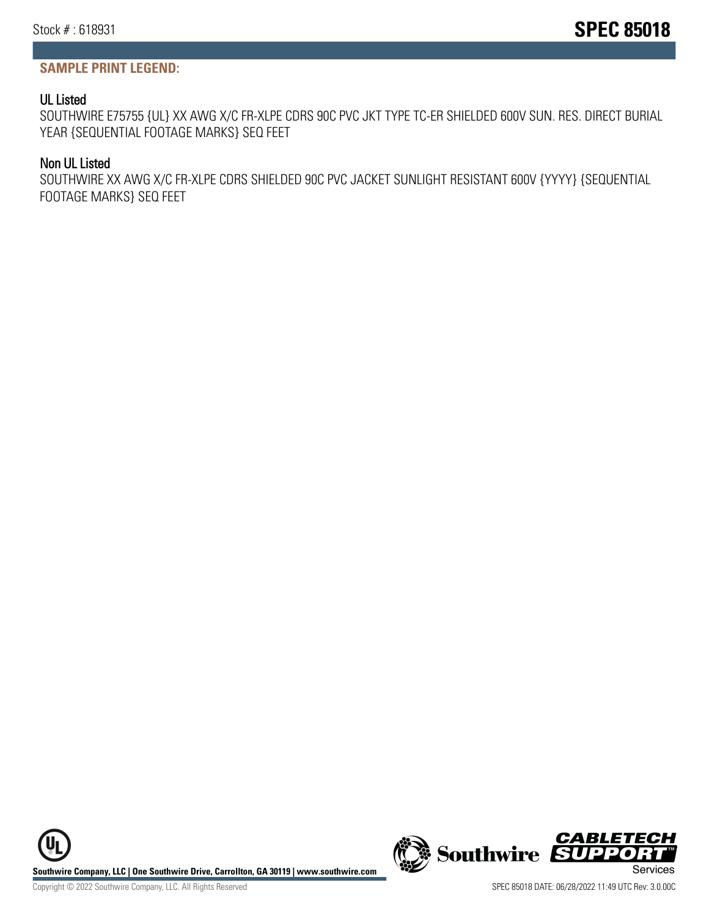## SAMPLE PRINT LEGEND:

### UL Listed

SOUTHWIRE E75755 {UL} XX AWG X/C FR-XLPE CDRS 90C PVC JKT TYPE TC-ER SHIELDED 600V SUN. RES. DIRECT BURIAL YEAR {SEQUENTIAL FOOTAGE MARKS} SEQ FEET

### Non UL Listed

SOUTHWIRE XX AWG X/C FR-XLPE CDRS SHIELDED 90C PVC JACKET SUNLIGHT RESISTANT 600V {YYYY} {SEQUENTIAL FOOTAGE MARKS} SEQ FEET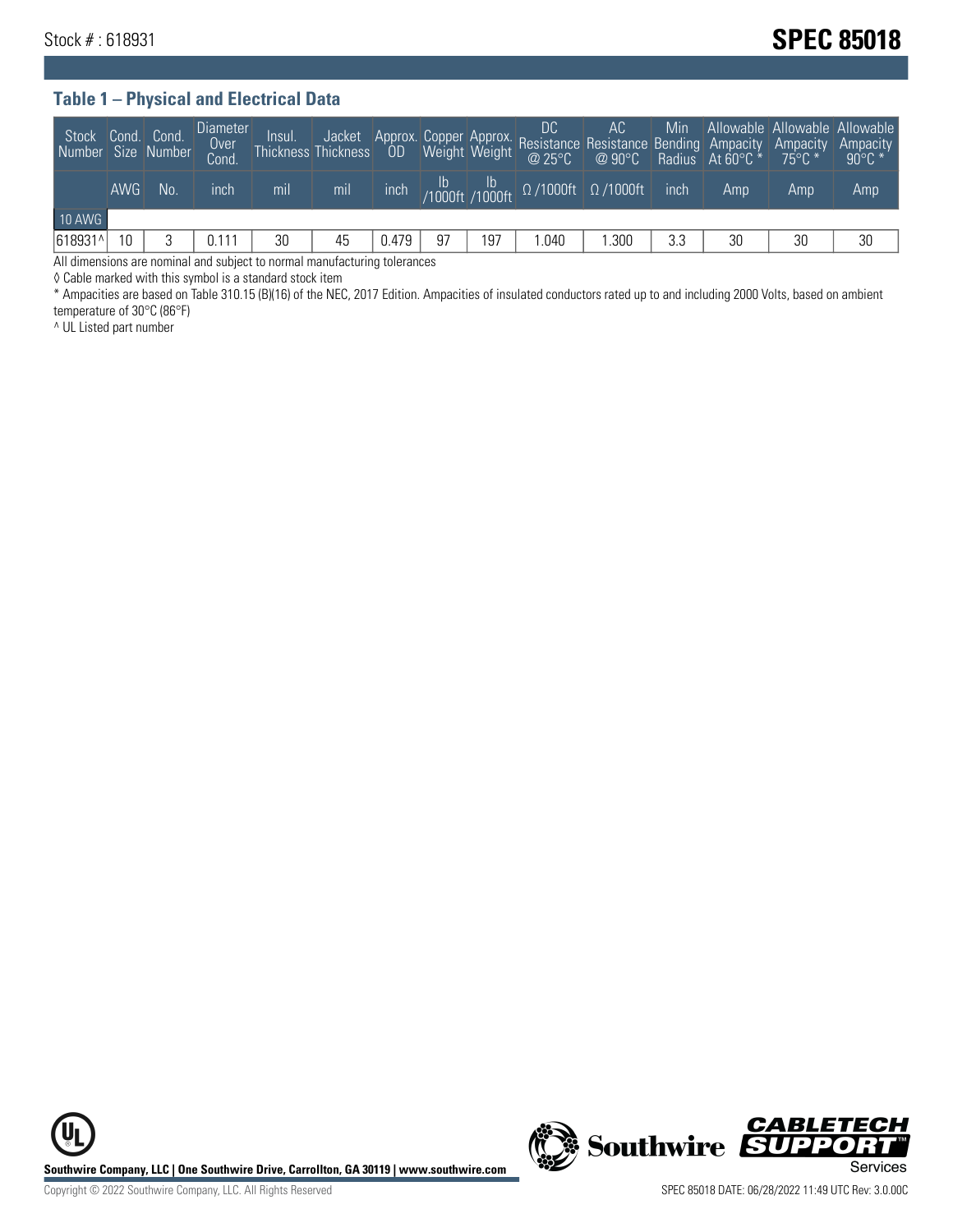## Table 1 – Physical and Electrical Data

| Stock Number | Cond. Size | Cond. Number | Diameter Over Cond. | Insul. Thickness | Jacket Thickness | Approx. OD | Copper Weight | Approx. Weight | DC Resistance @ 25°C | AC Resistance @ 90°C | Min Bending Radius | Allowable Ampacity At 60°C * | Allowable Ampacity 75°C * | Allowable Ampacity 90°C * |
|---|---|---|---|---|---|---|---|---|---|---|---|---|---|---|
| | AWG | No. | inch | mil | mil | inch | lb /1000ft | lb /1000ft | Ω /1000ft | Ω /1000ft | inch | Amp | Amp | Amp |
| 10 AWG | | | | | | | | | | | | | | |
| 618931^ | 10 | 3 | 0.111 | 30 | 45 | 0.479 | 97 | 197 | 1.040 | 1.300 | 3.3 | 30 | 30 | 30 |

All dimensions are nominal and subject to normal manufacturing tolerances

◊ Cable marked with this symbol is a standard stock item

* Ampacities are based on Table 310.15 (B)(16) of the NEC, 2017 Edition. Ampacities of insulated conductors rated up to and including 2000 Volts, based on ambient temperature of 30°C (86°F)

^ UL Listed part number